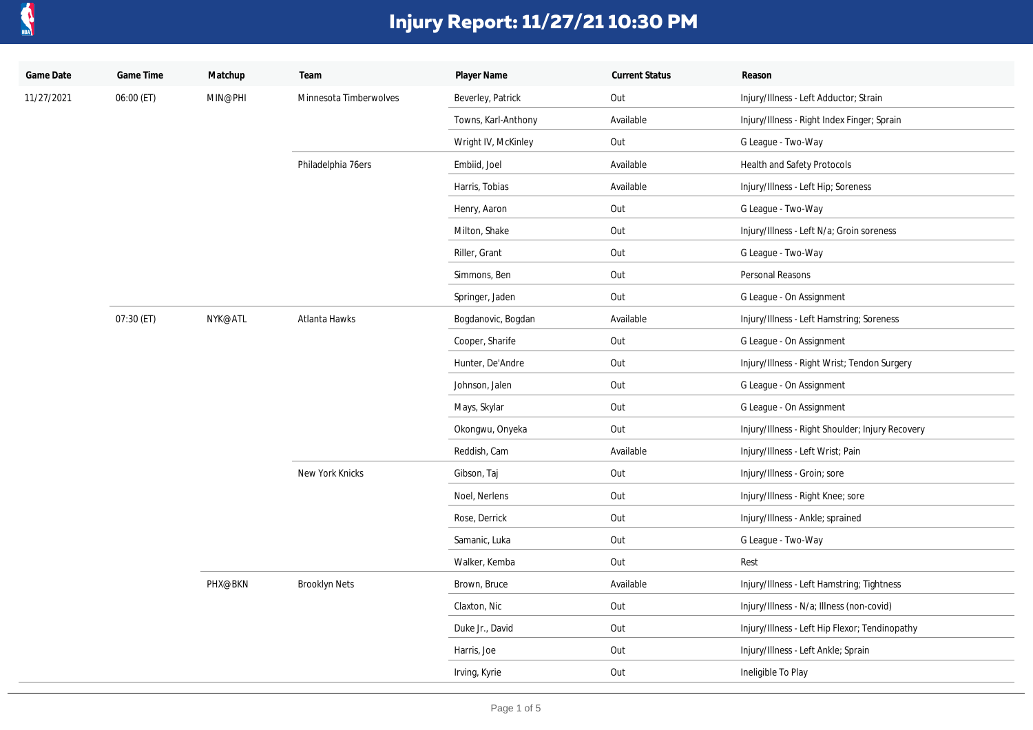# Injury Report: 11/27/21 10:30 PM

| Game Date | Game Time | Matchup | Team | Player Name | Current Status | Reason |
|---|---|---|---|---|---|---|
| 11/27/2021 | 06:00 (ET) | MIN@PHI | Minnesota Timberwolves | Beverley, Patrick | Out | Injury/Illness - Left Adductor; Strain |
| | | | | Towns, Karl-Anthony | Available | Injury/Illness - Right Index Finger; Sprain |
| | | | | Wright IV, McKinley | Out | G League - Two-Way |
| | | | Philadelphia 76ers | Embiid, Joel | Available | Health and Safety Protocols |
| | | | | Harris, Tobias | Available | Injury/Illness - Left Hip; Soreness |
| | | | | Henry, Aaron | Out | G League - Two-Way |
| | | | | Milton, Shake | Out | Injury/Illness - Left N/a; Groin soreness |
| | | | | Riller, Grant | Out | G League - Two-Way |
| | | | | Simmons, Ben | Out | Personal Reasons |
| | | | | Springer, Jaden | Out | G League - On Assignment |
| | 07:30 (ET) | NYK@ATL | Atlanta Hawks | Bogdanovic, Bogdan | Available | Injury/Illness - Left Hamstring; Soreness |
| | | | | Cooper, Sharife | Out | G League - On Assignment |
| | | | | Hunter, De'Andre | Out | Injury/Illness - Right Wrist; Tendon Surgery |
| | | | | Johnson, Jalen | Out | G League - On Assignment |
| | | | | Mays, Skylar | Out | G League - On Assignment |
| | | | | Okongwu, Onyeka | Out | Injury/Illness - Right Shoulder; Injury Recovery |
| | | | | Reddish, Cam | Available | Injury/Illness - Left Wrist; Pain |
| | | | New York Knicks | Gibson, Taj | Out | Injury/Illness - Groin; sore |
| | | | | Noel, Nerlens | Out | Injury/Illness - Right Knee; sore |
| | | | | Rose, Derrick | Out | Injury/Illness - Ankle; sprained |
| | | | | Samanic, Luka | Out | G League - Two-Way |
| | | | | Walker, Kemba | Out | Rest |
| | | PHX@BKN | Brooklyn Nets | Brown, Bruce | Available | Injury/Illness - Left Hamstring; Tightness |
| | | | | Claxton, Nic | Out | Injury/Illness - N/a; Illness (non-covid) |
| | | | | Duke Jr., David | Out | Injury/Illness - Left Hip Flexor; Tendinopathy |
| | | | | Harris, Joe | Out | Injury/Illness - Left Ankle; Sprain |
| | | | | Irving, Kyrie | Out | Ineligible To Play |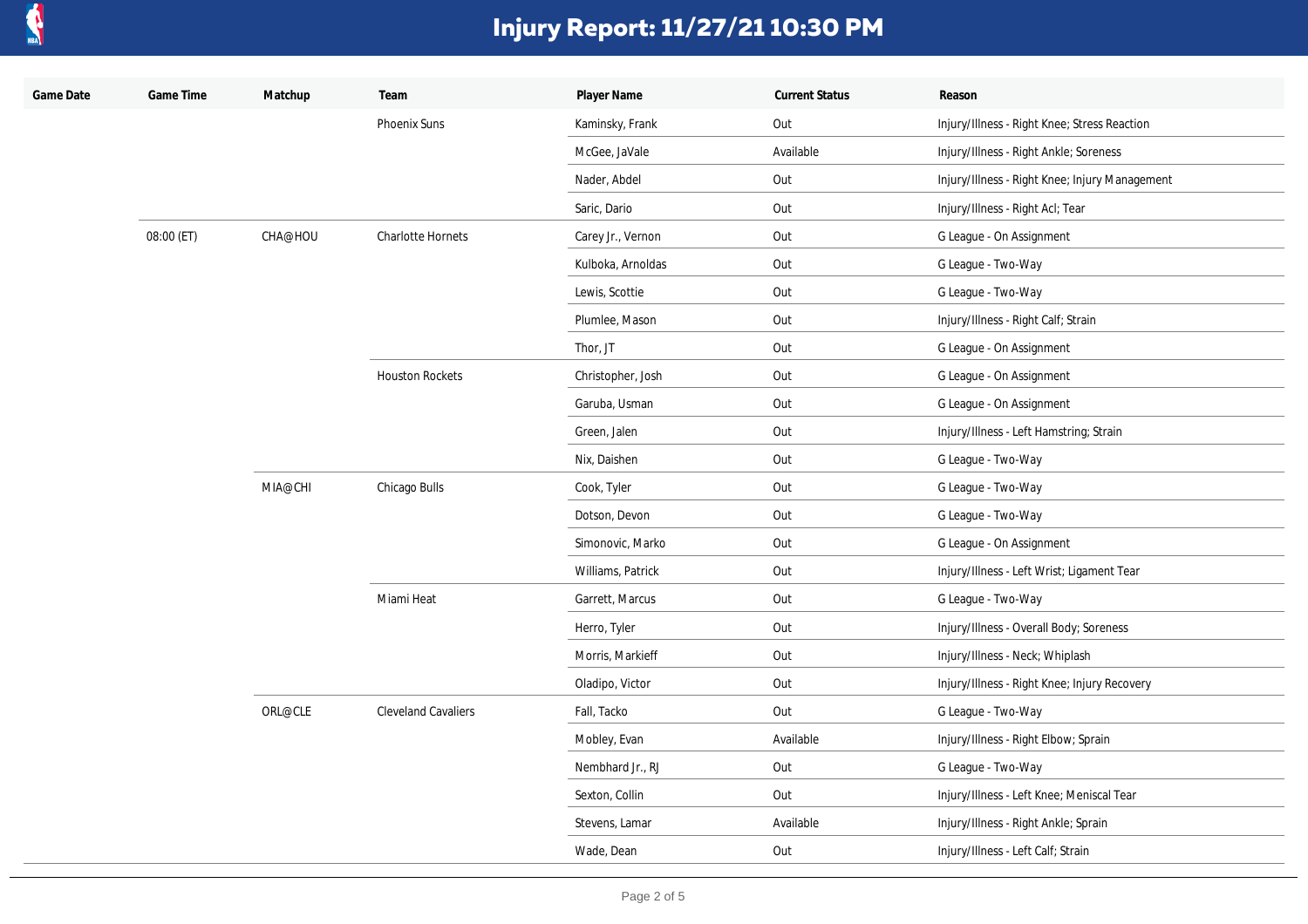# Injury Report: 11/27/21 10:30 PM

| Game Date | Game Time | Matchup | Team | Player Name | Current Status | Reason |
|---|---|---|---|---|---|---|
| | | | Phoenix Suns | Kaminsky, Frank | Out | Injury/Illness - Right Knee; Stress Reaction |
| | | | | McGee, JaVale | Available | Injury/Illness - Right Ankle; Soreness |
| | | | | Nader, Abdel | Out | Injury/Illness - Right Knee; Injury Management |
| | | | | Saric, Dario | Out | Injury/Illness - Right Acl; Tear |
| | 08:00 (ET) | CHA@HOU | Charlotte Hornets | Carey Jr., Vernon | Out | G League - On Assignment |
| | | | | Kulboka, Arnoldas | Out | G League - Two-Way |
| | | | | Lewis, Scottie | Out | G League - Two-Way |
| | | | | Plumlee, Mason | Out | Injury/Illness - Right Calf; Strain |
| | | | | Thor, JT | Out | G League - On Assignment |
| | | | Houston Rockets | Christopher, Josh | Out | G League - On Assignment |
| | | | | Garuba, Usman | Out | G League - On Assignment |
| | | | | Green, Jalen | Out | Injury/Illness - Left Hamstring; Strain |
| | | | | Nix, Daishen | Out | G League - Two-Way |
| | | MIA@CHI | Chicago Bulls | Cook, Tyler | Out | G League - Two-Way |
| | | | | Dotson, Devon | Out | G League - Two-Way |
| | | | | Simonovic, Marko | Out | G League - On Assignment |
| | | | | Williams, Patrick | Out | Injury/Illness - Left Wrist; Ligament Tear |
| | | | Miami Heat | Garrett, Marcus | Out | G League - Two-Way |
| | | | | Herro, Tyler | Out | Injury/Illness - Overall Body; Soreness |
| | | | | Morris, Markieff | Out | Injury/Illness - Neck; Whiplash |
| | | | | Oladipo, Victor | Out | Injury/Illness - Right Knee; Injury Recovery |
| | | ORL@CLE | Cleveland Cavaliers | Fall, Tacko | Out | G League - Two-Way |
| | | | | Mobley, Evan | Available | Injury/Illness - Right Elbow; Sprain |
| | | | | Nembhard Jr., RJ | Out | G League - Two-Way |
| | | | | Sexton, Collin | Out | Injury/Illness - Left Knee; Meniscal Tear |
| | | | | Stevens, Lamar | Available | Injury/Illness - Right Ankle; Sprain |
| | | | | Wade, Dean | Out | Injury/Illness - Left Calf; Strain |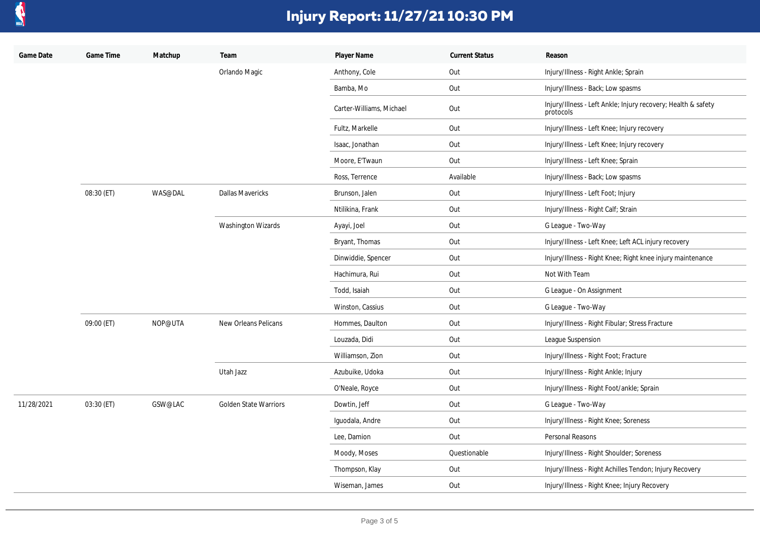# Injury Report: 11/27/21 10:30 PM

| Game Date | Game Time | Matchup | Team | Player Name | Current Status | Reason |
|---|---|---|---|---|---|---|
| | | | Orlando Magic | Anthony, Cole | Out | Injury/Illness - Right Ankle; Sprain |
| | | | | Bamba, Mo | Out | Injury/Illness - Back; Low spasms |
| | | | | Carter-Williams, Michael | Out | Injury/Illness - Left Ankle; Injury recovery; Health & safety protocols |
| | | | | Fultz, Markelle | Out | Injury/Illness - Left Knee; Injury recovery |
| | | | | Isaac, Jonathan | Out | Injury/Illness - Left Knee; Injury recovery |
| | | | | Moore, E'Twaun | Out | Injury/Illness - Left Knee; Sprain |
| | | | | Ross, Terrence | Available | Injury/Illness - Back; Low spasms |
| | 08:30 (ET) | WAS@DAL | Dallas Mavericks | Brunson, Jalen | Out | Injury/Illness - Left Foot; Injury |
| | | | | Ntilikina, Frank | Out | Injury/Illness - Right Calf; Strain |
| | | | Washington Wizards | Ayayi, Joel | Out | G League - Two-Way |
| | | | | Bryant, Thomas | Out | Injury/Illness - Left Knee; Left ACL injury recovery |
| | | | | Dinwiddie, Spencer | Out | Injury/Illness - Right Knee; Right knee injury maintenance |
| | | | | Hachimura, Rui | Out | Not With Team |
| | | | | Todd, Isaiah | Out | G League - On Assignment |
| | | | | Winston, Cassius | Out | G League - Two-Way |
| | 09:00 (ET) | NOP@UTA | New Orleans Pelicans | Hommes, Daulton | Out | Injury/Illness - Right Fibular; Stress Fracture |
| | | | | Louzada, Didi | Out | League Suspension |
| | | | | Williamson, Zion | Out | Injury/Illness - Right Foot; Fracture |
| | | | Utah Jazz | Azubuike, Udoka | Out | Injury/Illness - Right Ankle; Injury |
| | | | | O'Neale, Royce | Out | Injury/Illness - Right Foot/ankle; Sprain |
| 11/28/2021 | 03:30 (ET) | GSW@LAC | Golden State Warriors | Dowtin, Jeff | Out | G League - Two-Way |
| | | | | Iguodala, Andre | Out | Injury/Illness - Right Knee; Soreness |
| | | | | Lee, Damion | Out | Personal Reasons |
| | | | | Moody, Moses | Questionable | Injury/Illness - Right Shoulder; Soreness |
| | | | | Thompson, Klay | Out | Injury/Illness - Right Achilles Tendon; Injury Recovery |
| | | | | Wiseman, James | Out | Injury/Illness - Right Knee; Injury Recovery |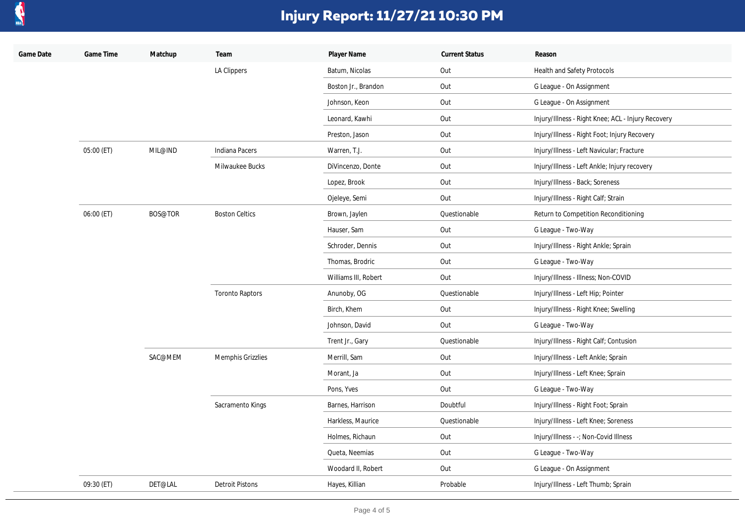# Injury Report: 11/27/21 10:30 PM

| Game Date | Game Time | Matchup | Team | Player Name | Current Status | Reason |
|---|---|---|---|---|---|---|
| | | | LA Clippers | Batum, Nicolas | Out | Health and Safety Protocols |
| | | | | Boston Jr., Brandon | Out | G League - On Assignment |
| | | | | Johnson, Keon | Out | G League - On Assignment |
| | | | | Leonard, Kawhi | Out | Injury/Illness - Right Knee; ACL - Injury Recovery |
| | | | | Preston, Jason | Out | Injury/Illness - Right Foot; Injury Recovery |
| | 05:00 (ET) | MIL@IND | Indiana Pacers | Warren, T.J. | Out | Injury/Illness - Left Navicular; Fracture |
| | | | Milwaukee Bucks | DiVincenzo, Donte | Out | Injury/Illness - Left Ankle; Injury recovery |
| | | | | Lopez, Brook | Out | Injury/Illness - Back; Soreness |
| | | | | Ojeleye, Semi | Out | Injury/Illness - Right Calf; Strain |
| | 06:00 (ET) | BOS@TOR | Boston Celtics | Brown, Jaylen | Questionable | Return to Competition Reconditioning |
| | | | | Hauser, Sam | Out | G League - Two-Way |
| | | | | Schroder, Dennis | Out | Injury/Illness - Right Ankle; Sprain |
| | | | | Thomas, Brodric | Out | G League - Two-Way |
| | | | | Williams III, Robert | Out | Injury/Illness - Illness; Non-COVID |
| | | | Toronto Raptors | Anunoby, OG | Questionable | Injury/Illness - Left Hip; Pointer |
| | | | | Birch, Khem | Out | Injury/Illness - Right Knee; Swelling |
| | | | | Johnson, David | Out | G League - Two-Way |
| | | | | Trent Jr., Gary | Questionable | Injury/Illness - Right Calf; Contusion |
| | | SAC@MEM | Memphis Grizzlies | Merrill, Sam | Out | Injury/Illness - Left Ankle; Sprain |
| | | | | Morant, Ja | Out | Injury/Illness - Left Knee; Sprain |
| | | | | Pons, Yves | Out | G League - Two-Way |
| | | | Sacramento Kings | Barnes, Harrison | Doubtful | Injury/Illness - Right Foot; Sprain |
| | | | | Harkless, Maurice | Questionable | Injury/Illness - Left Knee; Soreness |
| | | | | Holmes, Richaun | Out | Injury/Illness - -; Non-Covid Illness |
| | | | | Queta, Neemias | Out | G League - Two-Way |
| | | | | Woodard II, Robert | Out | G League - On Assignment |
| | 09:30 (ET) | DET@LAL | Detroit Pistons | Hayes, Killian | Probable | Injury/Illness - Left Thumb; Sprain |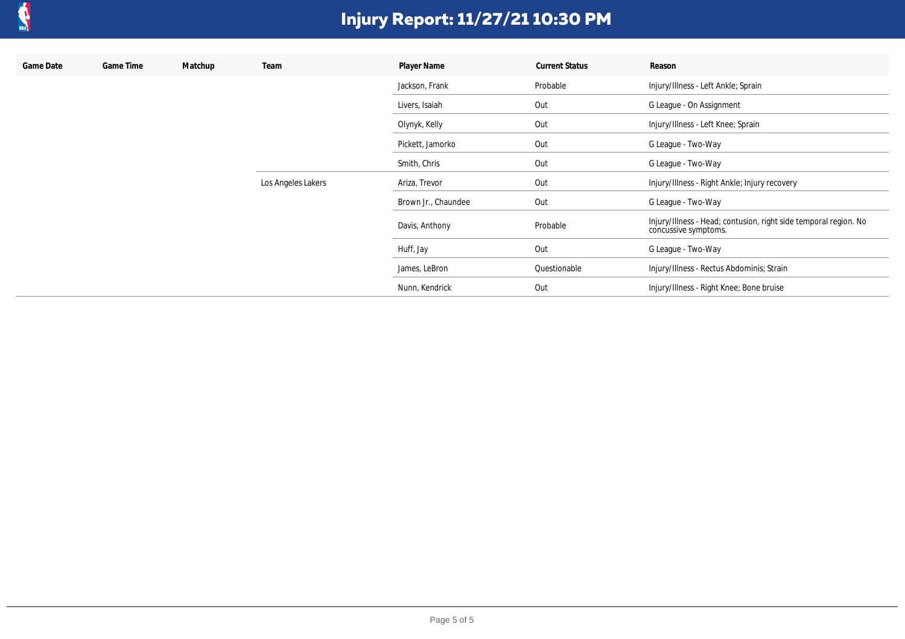# Injury Report: 11/27/21 10:30 PM

| Game Date | Game Time | Matchup | Team | Player Name | Current Status | Reason |
|---|---|---|---|---|---|---|
| | | | | Jackson, Frank | Probable | Injury/Illness - Left Ankle; Sprain |
| | | | | Livers, Isaiah | Out | G League - On Assignment |
| | | | | Olynyk, Kelly | Out | Injury/Illness - Left Knee; Sprain |
| | | | | Pickett, Jamorko | Out | G League - Two-Way |
| | | | | Smith, Chris | Out | G League - Two-Way |
| | | | Los Angeles Lakers | Ariza, Trevor | Out | Injury/Illness - Right Ankle; Injury recovery |
| | | | | Brown Jr., Chaundee | Out | G League - Two-Way |
| | | | | Davis, Anthony | Probable | Injury/Illness - Head; contusion, right side temporal region. No concussive symptoms. |
| | | | | Huff, Jay | Out | G League - Two-Way |
| | | | | James, LeBron | Questionable | Injury/Illness - Rectus Abdominis; Strain |
| | | | | Nunn, Kendrick | Out | Injury/Illness - Right Knee; Bone bruise |